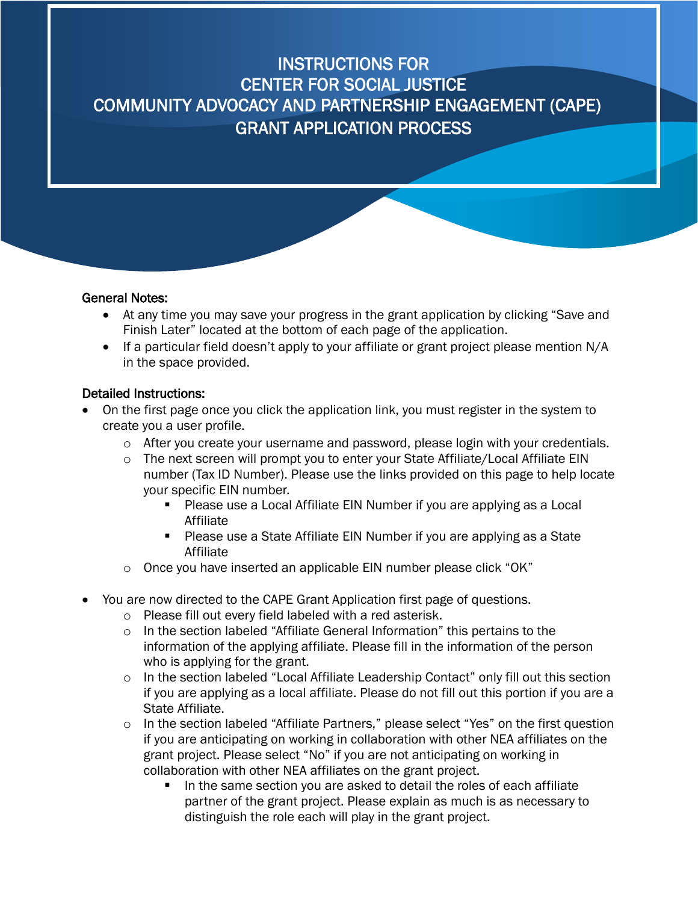# INSTRUCTIONS FOR CENTER FOR SOCIAL JUSTICE COMMUNITY ADVOCACY AND PARTNERSHIP ENGAGEMENT (CAPE) GRANT APPLICATION PROCESS

**General Notes:**

- At any time you may save your progress in the grant application by clicking "Save and Finish Later" located at the bottom of each page of the application.
- If a particular field doesn't apply to your affiliate or grant project please mention N/A in the space provided.

**Detailed Instructions:**

- On the first page once you click the application link, you must register in the system to create you a user profile.
  - After you create your username and password, please login with your credentials.
  - The next screen will prompt you to enter your State Affiliate/Local Affiliate EIN number (Tax ID Number). Please use the links provided on this page to help locate your specific EIN number.
    - Please use a Local Affiliate EIN Number if you are applying as a Local Affiliate
    - Please use a State Affiliate EIN Number if you are applying as a State Affiliate
  - Once you have inserted an applicable EIN number please click "OK"

- You are now directed to the CAPE Grant Application first page of questions.
  - Please fill out every field labeled with a red asterisk.
  - In the section labeled "Affiliate General Information" this pertains to the information of the applying affiliate. Please fill in the information of the person who is applying for the grant.
  - In the section labeled "Local Affiliate Leadership Contact" only fill out this section if you are applying as a local affiliate. Please do not fill out this portion if you are a State Affiliate.
  - In the section labeled "Affiliate Partners," please select "Yes" on the first question if you are anticipating on working in collaboration with other NEA affiliates on the grant project. Please select "No" if you are not anticipating on working in collaboration with other NEA affiliates on the grant project.
    - In the same section you are asked to detail the roles of each affiliate partner of the grant project. Please explain as much is as necessary to distinguish the role each will play in the grant project.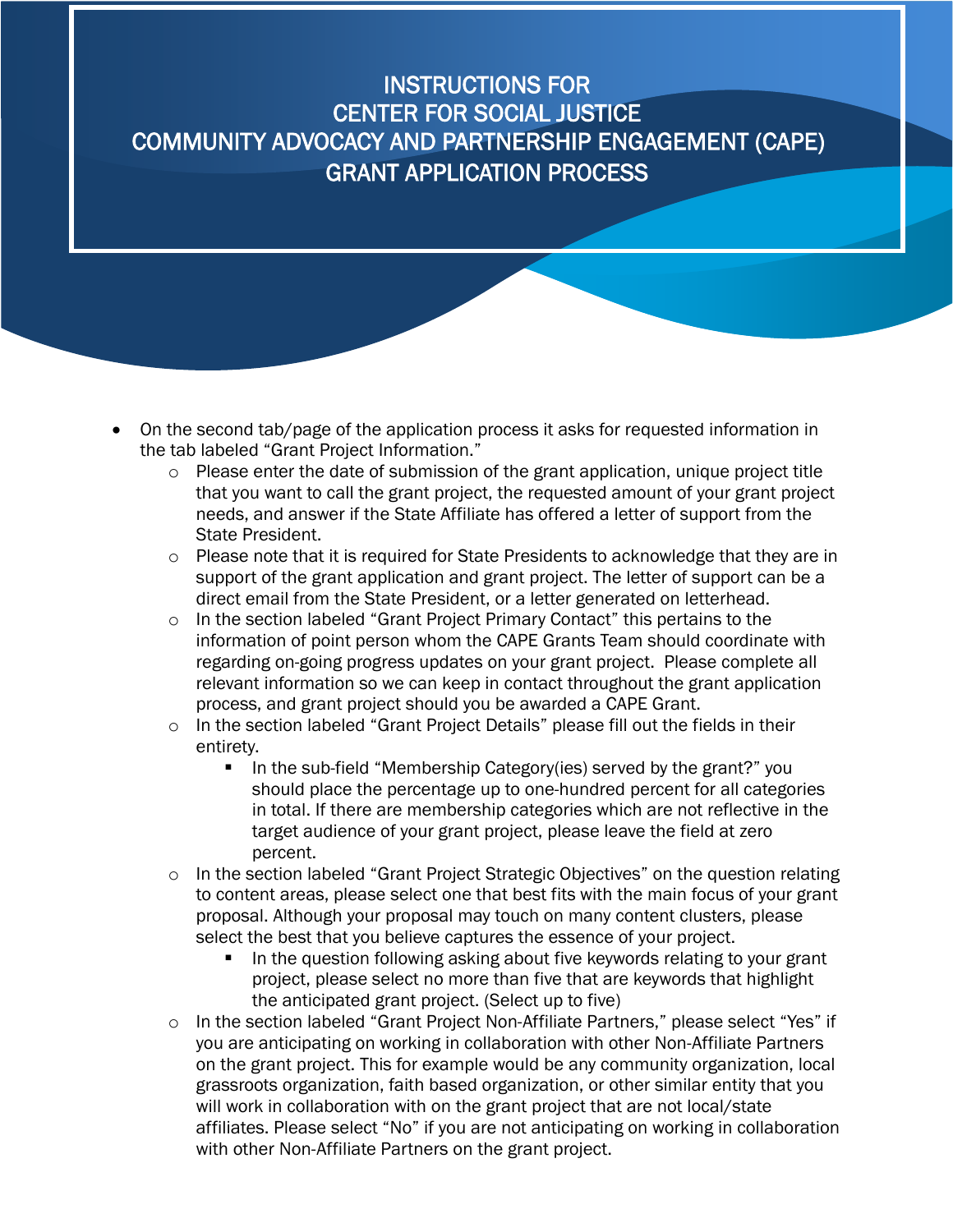# INSTRUCTIONS FOR CENTER FOR SOCIAL JUSTICE COMMUNITY ADVOCACY AND PARTNERSHIP ENGAGEMENT (CAPE) GRANT APPLICATION PROCESS

- On the second tab/page of the application process it asks for requested information in the tab labeled "Grant Project Information."
  - Please enter the date of submission of the grant application, unique project title that you want to call the grant project, the requested amount of your grant project needs, and answer if the State Affiliate has offered a letter of support from the State President.
  - Please note that it is required for State Presidents to acknowledge that they are in support of the grant application and grant project. The letter of support can be a direct email from the State President, or a letter generated on letterhead.
  - In the section labeled "Grant Project Primary Contact" this pertains to the information of point person whom the CAPE Grants Team should coordinate with regarding on-going progress updates on your grant project. Please complete all relevant information so we can keep in contact throughout the grant application process, and grant project should you be awarded a CAPE Grant.
  - In the section labeled "Grant Project Details" please fill out the fields in their entirety.
    - In the sub-field "Membership Category(ies) served by the grant?" you should place the percentage up to one-hundred percent for all categories in total. If there are membership categories which are not reflective in the target audience of your grant project, please leave the field at zero percent.
  - In the section labeled "Grant Project Strategic Objectives" on the question relating to content areas, please select one that best fits with the main focus of your grant proposal. Although your proposal may touch on many content clusters, please select the best that you believe captures the essence of your project.
    - In the question following asking about five keywords relating to your grant project, please select no more than five that are keywords that highlight the anticipated grant project. (Select up to five)
  - In the section labeled "Grant Project Non-Affiliate Partners," please select "Yes" if you are anticipating on working in collaboration with other Non-Affiliate Partners on the grant project. This for example would be any community organization, local grassroots organization, faith based organization, or other similar entity that you will work in collaboration with on the grant project that are not local/state affiliates. Please select "No" if you are not anticipating on working in collaboration with other Non-Affiliate Partners on the grant project.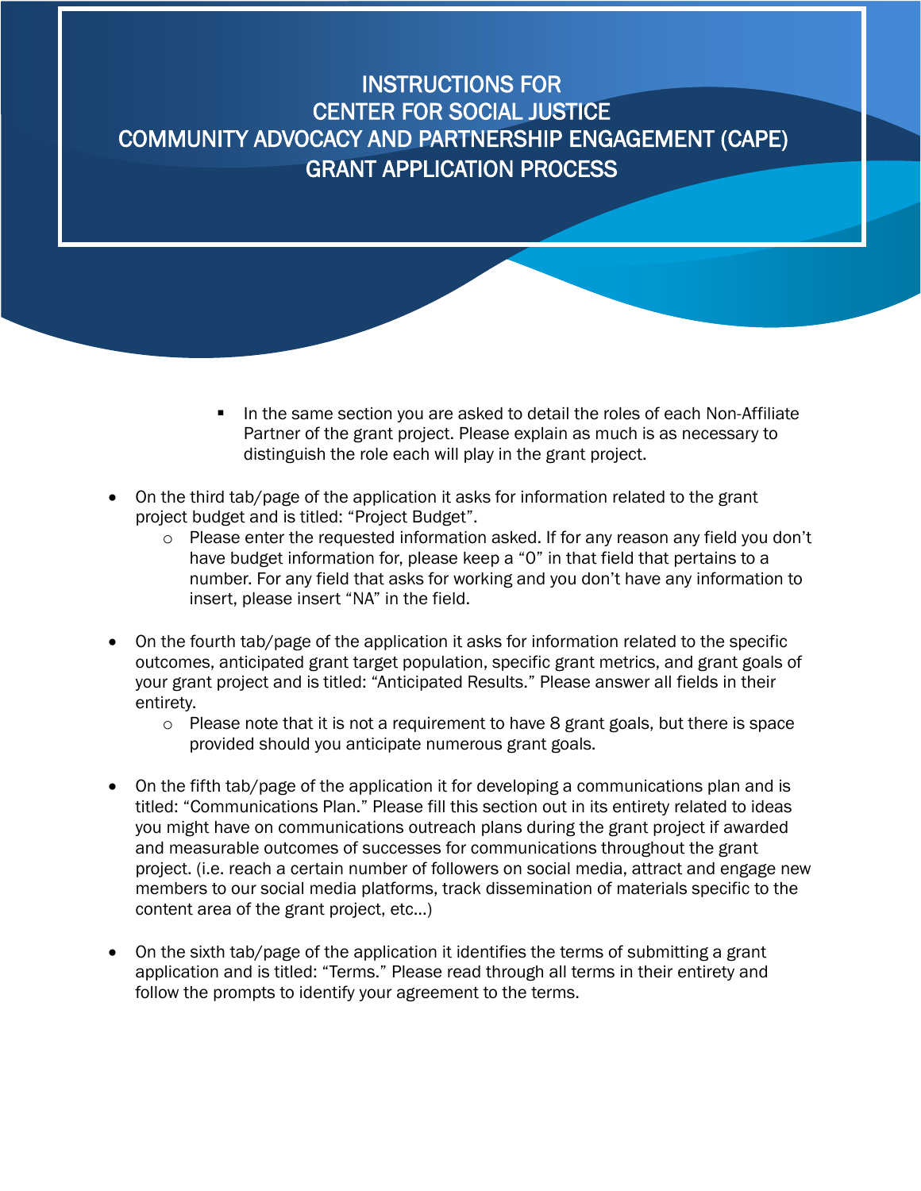# INSTRUCTIONS FOR CENTER FOR SOCIAL JUSTICE COMMUNITY ADVOCACY AND PARTNERSHIP ENGAGEMENT (CAPE) GRANT APPLICATION PROCESS

        - In the same section you are asked to detail the roles of each Non-Affiliate Partner of the grant project. Please explain as much is as necessary to distinguish the role each will play in the grant project.

- On the third tab/page of the application it asks for information related to the grant project budget and is titled: "Project Budget".
    - Please enter the requested information asked. If for any reason any field you don't have budget information for, please keep a "0" in that field that pertains to a number. For any field that asks for working and you don't have any information to insert, please insert "NA" in the field.

- On the fourth tab/page of the application it asks for information related to the specific outcomes, anticipated grant target population, specific grant metrics, and grant goals of your grant project and is titled: "Anticipated Results." Please answer all fields in their entirety.
    - Please note that it is not a requirement to have 8 grant goals, but there is space provided should you anticipate numerous grant goals.

- On the fifth tab/page of the application it for developing a communications plan and is titled: "Communications Plan." Please fill this section out in its entirety related to ideas you might have on communications outreach plans during the grant project if awarded and measurable outcomes of successes for communications throughout the grant project. (i.e. reach a certain number of followers on social media, attract and engage new members to our social media platforms, track dissemination of materials specific to the content area of the grant project, etc…)

- On the sixth tab/page of the application it identifies the terms of submitting a grant application and is titled: "Terms." Please read through all terms in their entirety and follow the prompts to identify your agreement to the terms.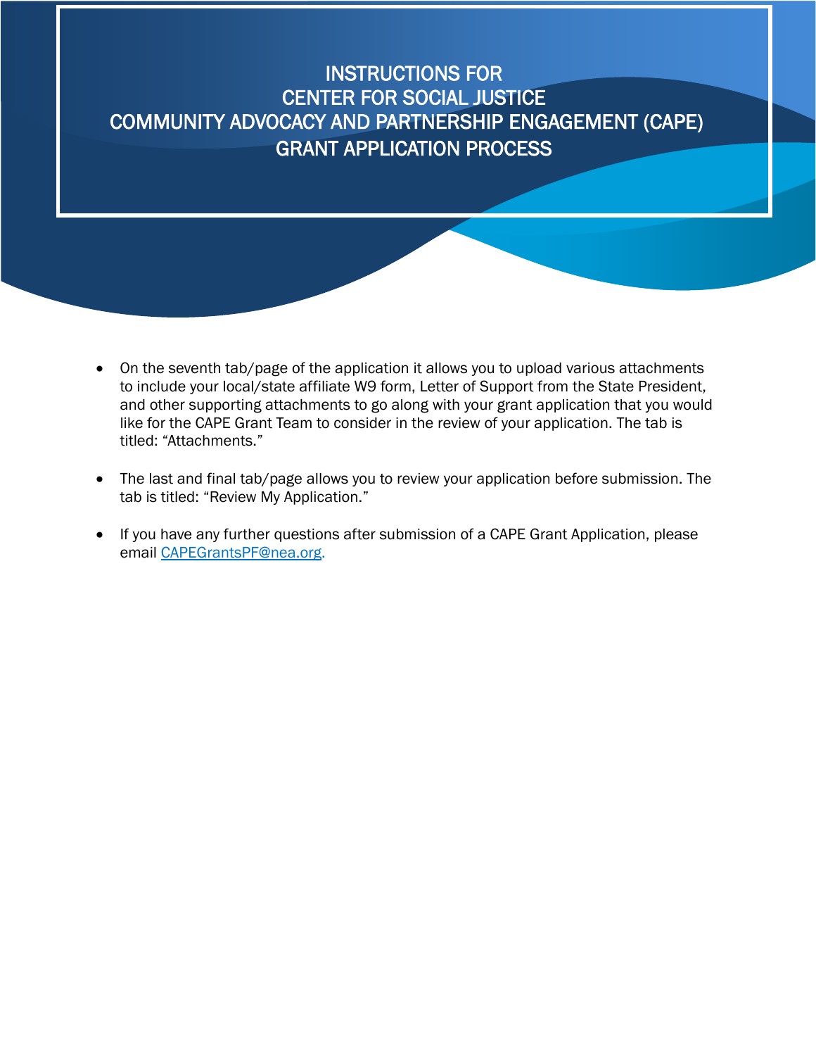# INSTRUCTIONS FOR CENTER FOR SOCIAL JUSTICE COMMUNITY ADVOCACY AND PARTNERSHIP ENGAGEMENT (CAPE) GRANT APPLICATION PROCESS

- On the seventh tab/page of the application it allows you to upload various attachments to include your local/state affiliate W9 form, Letter of Support from the State President, and other supporting attachments to go along with your grant application that you would like for the CAPE Grant Team to consider in the review of your application. The tab is titled: "Attachments."

- The last and final tab/page allows you to review your application before submission. The tab is titled: "Review My Application."

- If you have any further questions after submission of a CAPE Grant Application, please email CAPEGrantsPF@nea.org.